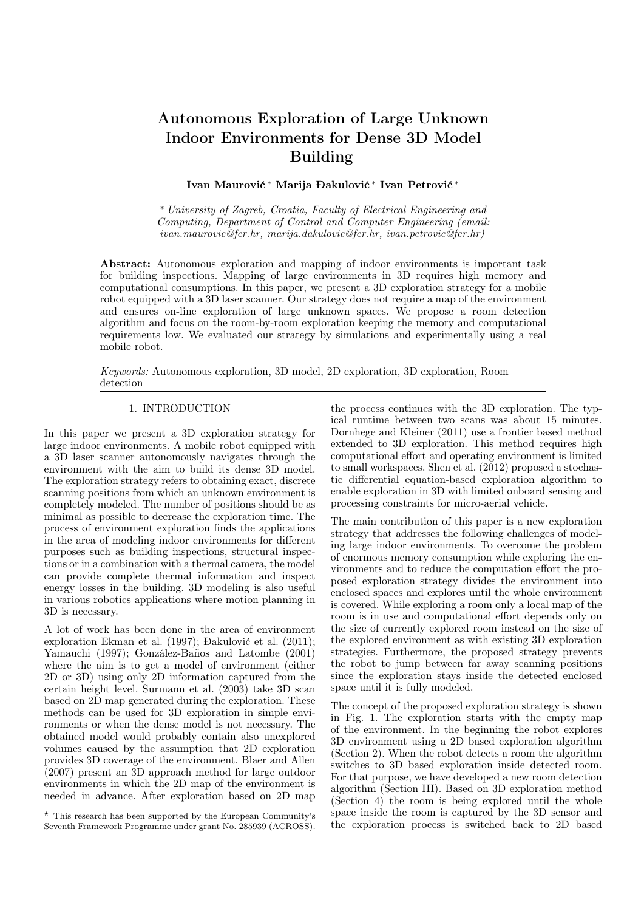# Autonomous Exploration of Large Unknown Indoor Environments for Dense 3D Model Building

**Ivan Maurović [*] Marija Đakulović [*] Ivan Petrović [*]**

[*] *University of Zagreb, Croatia, Faculty of Electrical Engineering and Computing, Department of Control and Computer Engineering (email: ivan.maurovic@fer.hr, marija.dakulovic@fer.hr, ivan.petrovic@fer.hr)*

**Abstract:** Autonomous exploration and mapping of indoor environments is important task for building inspections. Mapping of large environments in 3D requires high memory and computational consumptions. In this paper, we present a 3D exploration strategy for a mobile robot equipped with a 3D laser scanner. Our strategy does not require a map of the environment and ensures on-line exploration of large unknown spaces. We propose a room detection algorithm and focus on the room-by-room exploration keeping the memory and computational requirements low. We evaluated our strategy by simulations and experimentally using a real mobile robot.

*Keywords:* Autonomous exploration, 3D model, 2D exploration, 3D exploration, Room detection

## 1. INTRODUCTION

In this paper we present a 3D exploration strategy for large indoor environments. A mobile robot equipped with a 3D laser scanner autonomously navigates through the environment with the aim to build its dense 3D model. The exploration strategy refers to obtaining exact, discrete scanning positions from which an unknown environment is completely modeled. The number of positions should be as minimal as possible to decrease the exploration time. The process of environment exploration finds the applications in the area of modeling indoor environments for different purposes such as building inspections, structural inspections or in a combination with a thermal camera, the model can provide complete thermal information and inspect energy losses in the building. 3D modeling is also useful in various robotics applications where motion planning in 3D is necessary.

A lot of work has been done in the area of environment exploration Ekman et al. (1997); Đakulović et al. (2011); Yamauchi (1997); González-Baños and Latombe (2001) where the aim is to get a model of environment (either 2D or 3D) using only 2D information captured from the certain height level. Surmann et al. (2003) take 3D scan based on 2D map generated during the exploration. These methods can be used for 3D exploration in simple environments or when the dense model is not necessary. The obtained model would probably contain also unexplored volumes caused by the assumption that 2D exploration provides 3D coverage of the environment. Blaer and Allen (2007) present an 3D approach method for large outdoor environments in which the 2D map of the environment is needed in advance. After exploration based on 2D map the process continues with the 3D exploration. The typical runtime between two scans was about 15 minutes. Dornhege and Kleiner (2011) use a frontier based method extended to 3D exploration. This method requires high computational effort and operating environment is limited to small workspaces. Shen et al. (2012) proposed a stochastic differential equation-based exploration algorithm to enable exploration in 3D with limited onboard sensing and processing constraints for micro-aerial vehicle.

The main contribution of this paper is a new exploration strategy that addresses the following challenges of modeling large indoor environments. To overcome the problem of enormous memory consumption while exploring the environments and to reduce the computation effort the proposed exploration strategy divides the environment into enclosed spaces and explores until the whole environment is covered. While exploring a room only a local map of the room is in use and computational effort depends only on the size of currently explored room instead on the size of the explored environment as with existing 3D exploration strategies. Furthermore, the proposed strategy prevents the robot to jump between far away scanning positions since the exploration stays inside the detected enclosed space until it is fully modeled.

The concept of the proposed exploration strategy is shown in Fig. 1. The exploration starts with the empty map of the environment. In the beginning the robot explores 3D environment using a 2D based exploration algorithm (Section 2). When the robot detects a room the algorithm switches to 3D based exploration inside detected room. For that purpose, we have developed a new room detection algorithm (Section III). Based on 3D exploration method (Section 4) the room is being explored until the whole space inside the room is captured by the 3D sensor and the exploration process is switched back to 2D based

[*] This research has been supported by the European Community's Seventh Framework Programme under grant No. 285939 (ACROSS).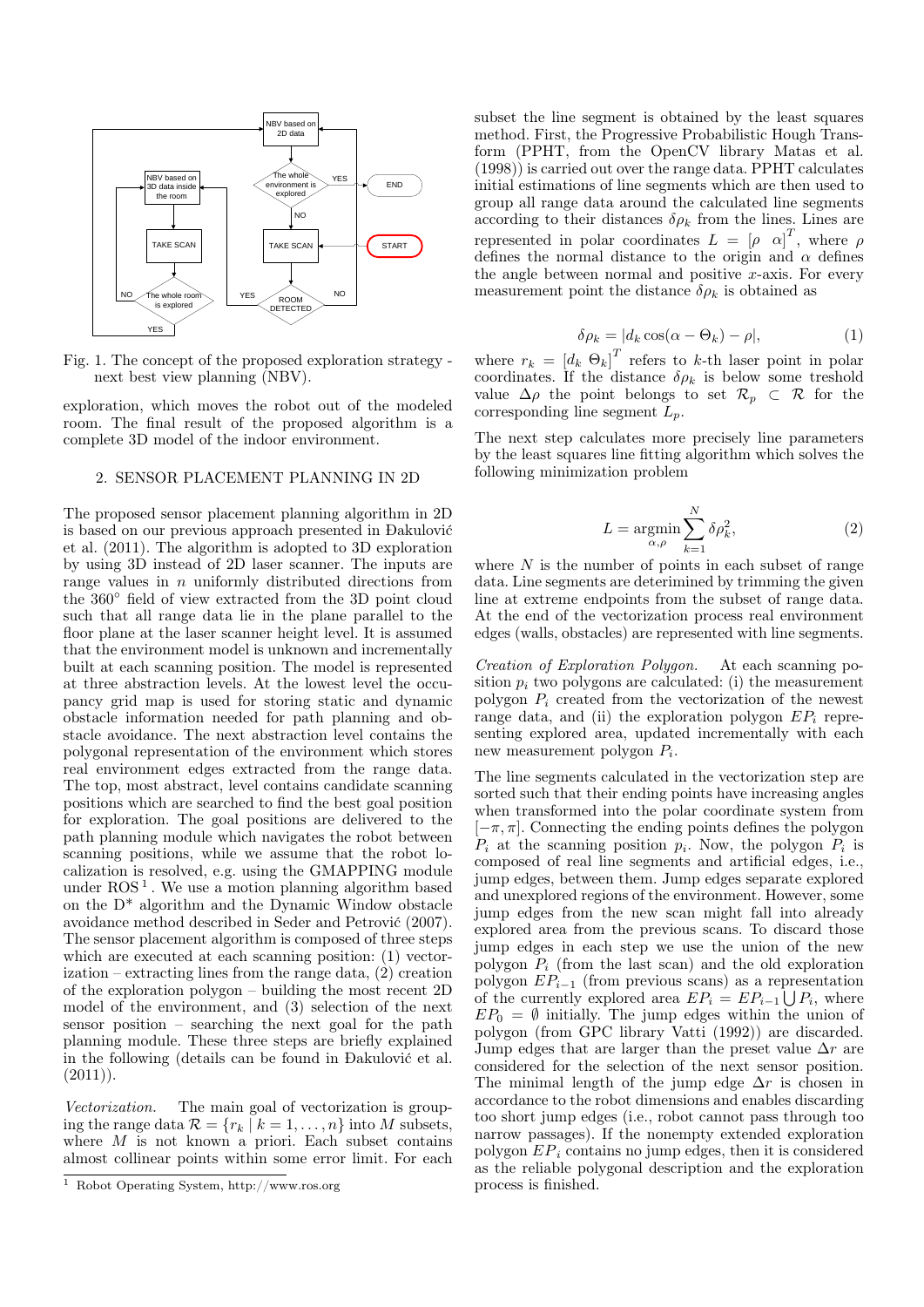NBV based on 2D data

The whole environment is explored

YES

END

NO

NBV based on 3D data inside the room

TAKE SCAN

TAKE SCAN

START

NO

The whole room is explored

YES

ROOM DETECTED

NO

YES

Fig. 1. The concept of the proposed exploration strategy - next best view planning (NBV).

exploration, which moves the robot out of the modeled room. The final result of the proposed algorithm is a complete 3D model of the indoor environment.

## 2. SENSOR PLACEMENT PLANNING IN 2D

The proposed sensor placement planning algorithm in 2D is based on our previous approach presented in Đakulović et al. (2011). The algorithm is adopted to 3D exploration by using 3D instead of 2D laser scanner. The inputs are range values in $n$ uniformly distributed directions from the 360° field of view extracted from the 3D point cloud such that all range data lie in the plane parallel to the floor plane at the laser scanner height level. It is assumed that the environment model is unknown and incrementally built at each scanning position. The model is represented at three abstraction levels. At the lowest level the occupancy grid map is used for storing static and dynamic obstacle information needed for path planning and obstacle avoidance. The next abstraction level contains the polygonal representation of the environment which stores real environment edges extracted from the range data. The top, most abstract, level contains candidate scanning positions which are searched to find the best goal position for exploration. The goal positions are delivered to the path planning module which navigates the robot between scanning positions, while we assume that the robot localization is resolved, e.g. using the GMAPPING module under ROS [1]. We use a motion planning algorithm based on the D* algorithm and the Dynamic Window obstacle avoidance method described in Seder and Petrović (2007). The sensor placement algorithm is composed of three steps which are executed at each scanning position: (1) vectorization – extracting lines from the range data, (2) creation of the exploration polygon – building the most recent 2D model of the environment, and (3) selection of the next sensor position – searching the next goal for the path planning module. These three steps are briefly explained in the following (details can be found in Đakulović et al. (2011)).

*Vectorization.* The main goal of vectorization is grouping the range data $\mathcal{R} = \{r_k \mid k = 1, \ldots, n\}$ into $M$ subsets, where $M$ is not known a priori. Each subset contains almost collinear points within some error limit. For each subset the line segment is obtained by the least squares method. First, the Progressive Probabilistic Hough Transform (PPHT, from the OpenCV library Matas et al. (1998)) is carried out over the range data. PPHT calculates initial estimations of line segments which are then used to group all range data around the calculated line segments according to their distances $\delta\rho_k$ from the lines. Lines are represented in polar coordinates $L = [\rho \;\; \alpha]^T$, where $\rho$ defines the normal distance to the origin and $\alpha$ defines the angle between normal and positive $x$-axis. For every measurement point the distance $\delta\rho_k$ is obtained as

$$\delta\rho_k = |d_k \cos(\alpha - \Theta_k) - \rho|, \tag{1}$$

where $r_k = [d_k \;\; \Theta_k]^T$ refers to $k$-th laser point in polar coordinates. If the distance $\delta\rho_k$ is below some treshold value $\Delta\rho$ the point belongs to set $\mathcal{R}_p \subset \mathcal{R}$ for the corresponding line segment $L_p$.

The next step calculates more precisely line parameters by the least squares line fitting algorithm which solves the following minimization problem

$$L = \underset{\alpha,\rho}{\operatorname{argmin}} \sum_{k=1}^{N} \delta\rho_k^2, \tag{2}$$

where $N$ is the number of points in each subset of range data. Line segments are determined by trimming the given line at extreme endpoints from the subset of range data. At the end of the vectorization process real environment edges (walls, obstacles) are represented with line segments.

*Creation of Exploration Polygon.* At each scanning position $p_i$ two polygons are calculated: (i) the measurement polygon $P_i$ created from the vectorization of the newest range data, and (ii) the exploration polygon $EP_i$ representing explored area, updated incrementally with each new measurement polygon $P_i$.

The line segments calculated in the vectorization step are sorted such that their ending points have increasing angles when transformed into the polar coordinate system from $[-\pi, \pi]$. Connecting the ending points defines the polygon $P_i$ at the scanning position $p_i$. Now, the polygon $P_i$ is composed of real line segments and artificial edges, i.e., jump edges, between them. Jump edges separate explored and unexplored regions of the environment. However, some jump edges from the new scan might fall into already explored area from the previous scans. To discard those jump edges in each step we use the union of the new polygon $P_i$ (from the last scan) and the old exploration polygon $EP_{i-1}$ (from previous scans) as a representation of the currently explored area $EP_i = EP_{i-1} \bigcup P_i$, where $EP_0 = \emptyset$ initially. The jump edges within the union of polygon (from GPC library Vatti (1992)) are discarded. Jump edges that are larger than the preset value $\Delta r$ are considered for the selection of the next sensor position. The minimal length of the jump edge $\Delta r$ is chosen in accordance to the robot dimensions and enables discarding too short jump edges (i.e., robot cannot pass through too narrow passages). If the nonempty extended exploration polygon $EP_i$ contains no jump edges, then it is considered as the reliable polygonal description and the exploration process is finished.

[1] Robot Operating System, http://www.ros.org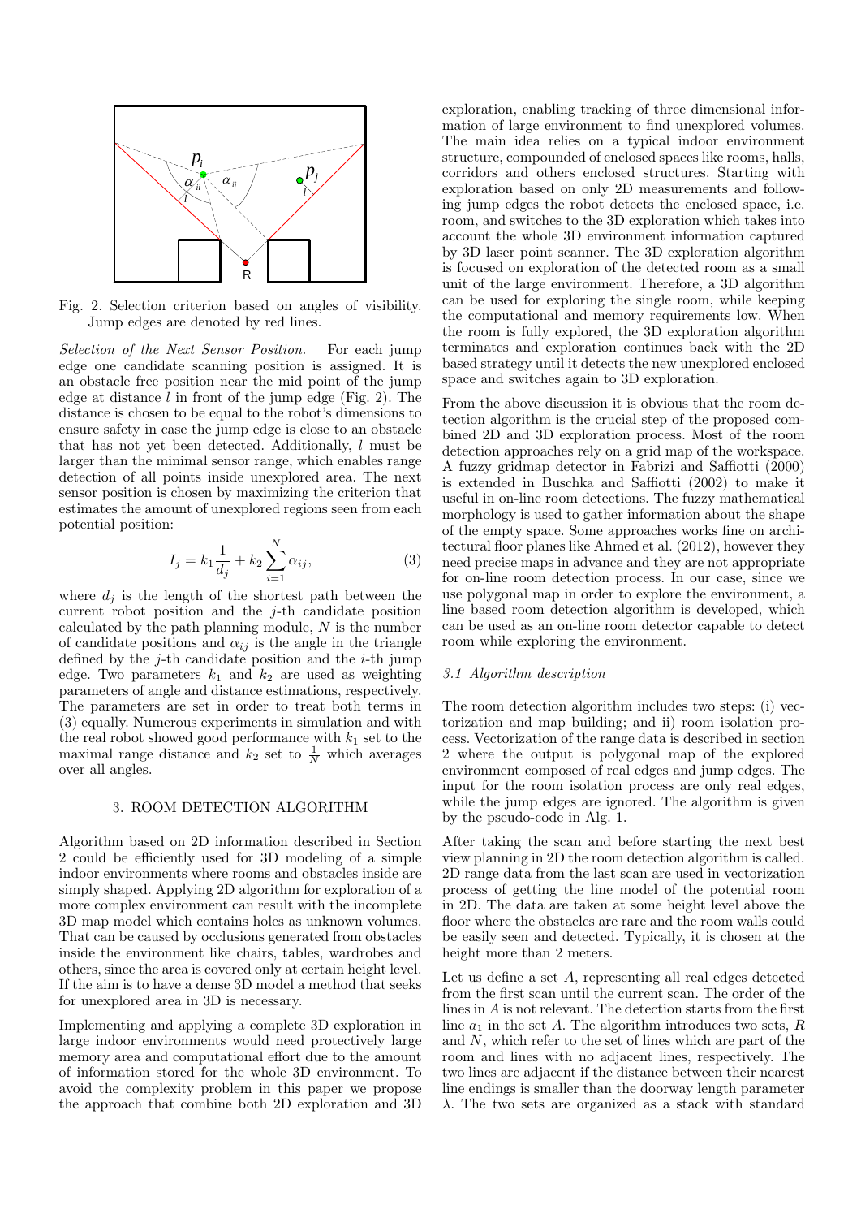$p_i$

$\alpha_{ii}$

$\alpha_{ij}$

$p_j$

$l$

$l$

R

Fig. 2. Selection criterion based on angles of visibility. Jump edges are denoted by red lines.

*Selection of the Next Sensor Position.* For each jump edge one candidate scanning position is assigned. It is an obstacle free position near the mid point of the jump edge at distance $l$ in front of the jump edge (Fig. 2). The distance is chosen to be equal to the robot's dimensions to ensure safety in case the jump edge is close to an obstacle that has not yet been detected. Additionally, $l$ must be larger than the minimal sensor range, which enables range detection of all points inside unexplored area. The next sensor position is chosen by maximizing the criterion that estimates the amount of unexplored regions seen from each potential position:

$$I_j = k_1 \frac{1}{d_j} + k_2 \sum_{i=1}^{N} \alpha_{ij}, \tag{3}$$

where $d_j$ is the length of the shortest path between the current robot position and the $j$-th candidate position calculated by the path planning module, $N$ is the number of candidate positions and $\alpha_{ij}$ is the angle in the triangle defined by the $j$-th candidate position and the $i$-th jump edge. Two parameters $k_1$ and $k_2$ are used as weighting parameters of angle and distance estimations, respectively. The parameters are set in order to treat both terms in (3) equally. Numerous experiments in simulation and with the real robot showed good performance with $k_1$ set to the maximal range distance and $k_2$ set to $\frac{1}{N}$ which averages over all angles.

## 3. ROOM DETECTION ALGORITHM

Algorithm based on 2D information described in Section 2 could be efficiently used for 3D modeling of a simple indoor environments where rooms and obstacles inside are simply shaped. Applying 2D algorithm for exploration of a more complex environment can result with the incomplete 3D map model which contains holes as unknown volumes. That can be caused by occlusions generated from obstacles inside the environment like chairs, tables, wardrobes and others, since the area is covered only at certain height level. If the aim is to have a dense 3D model a method that seeks for unexplored area in 3D is necessary.

Implementing and applying a complete 3D exploration in large indoor environments would need protectively large memory area and computational effort due to the amount of information stored for the whole 3D environment. To avoid the complexity problem in this paper we propose the approach that combine both 2D exploration and 3D exploration, enabling tracking of three dimensional information of large environment to find unexplored volumes. The main idea relies on a typical indoor environment structure, compounded of enclosed spaces like rooms, halls, corridors and others enclosed structures. Starting with exploration based on only 2D measurements and following jump edges the robot detects the enclosed space, i.e. room, and switches to the 3D exploration which takes into account the whole 3D environment information captured by 3D laser point scanner. The 3D exploration algorithm is focused on exploration of the detected room as a small unit of the large environment. Therefore, a 3D algorithm can be used for exploring the single room, while keeping the computational and memory requirements low. When the room is fully explored, the 3D exploration algorithm terminates and exploration continues back with the 2D based strategy until it detects the new unexplored enclosed space and switches again to 3D exploration.

From the above discussion it is obvious that the room detection algorithm is the crucial step of the proposed combined 2D and 3D exploration process. Most of the room detection approaches rely on a grid map of the workspace. A fuzzy gridmap detector in Fabrizi and Saffiotti (2000) is extended in Buschka and Saffiotti (2002) to make it useful in on-line room detections. The fuzzy mathematical morphology is used to gather information about the shape of the empty space. Some approaches works fine on architectural floor planes like Ahmed et al. (2012), however they need precise maps in advance and they are not appropriate for on-line room detection process. In our case, since we use polygonal map in order to explore the environment, a line based room detection algorithm is developed, which can be used as an on-line room detector capable to detect room while exploring the environment.

### 3.1 Algorithm description

The room detection algorithm includes two steps: (i) vectorization and map building; and ii) room isolation process. Vectorization of the range data is described in section 2 where the output is polygonal map of the explored environment composed of real edges and jump edges. The input for the room isolation process are only real edges, while the jump edges are ignored. The algorithm is given by the pseudo-code in Alg. 1.

After taking the scan and before starting the next best view planning in 2D the room detection algorithm is called. 2D range data from the last scan are used in vectorization process of getting the line model of the potential room in 2D. The data are taken at some height level above the floor where the obstacles are rare and the room walls could be easily seen and detected. Typically, it is chosen at the height more than 2 meters.

Let us define a set $A$, representing all real edges detected from the first scan until the current scan. The order of the lines in $A$ is not relevant. The detection starts from the first line $a_1$ in the set $A$. The algorithm introduces two sets, $R$ and $N$, which refer to the set of lines which are part of the room and lines with no adjacent lines, respectively. The two lines are adjacent if the distance between their nearest line endings is smaller than the doorway length parameter $\lambda$. The two sets are organized as a stack with standard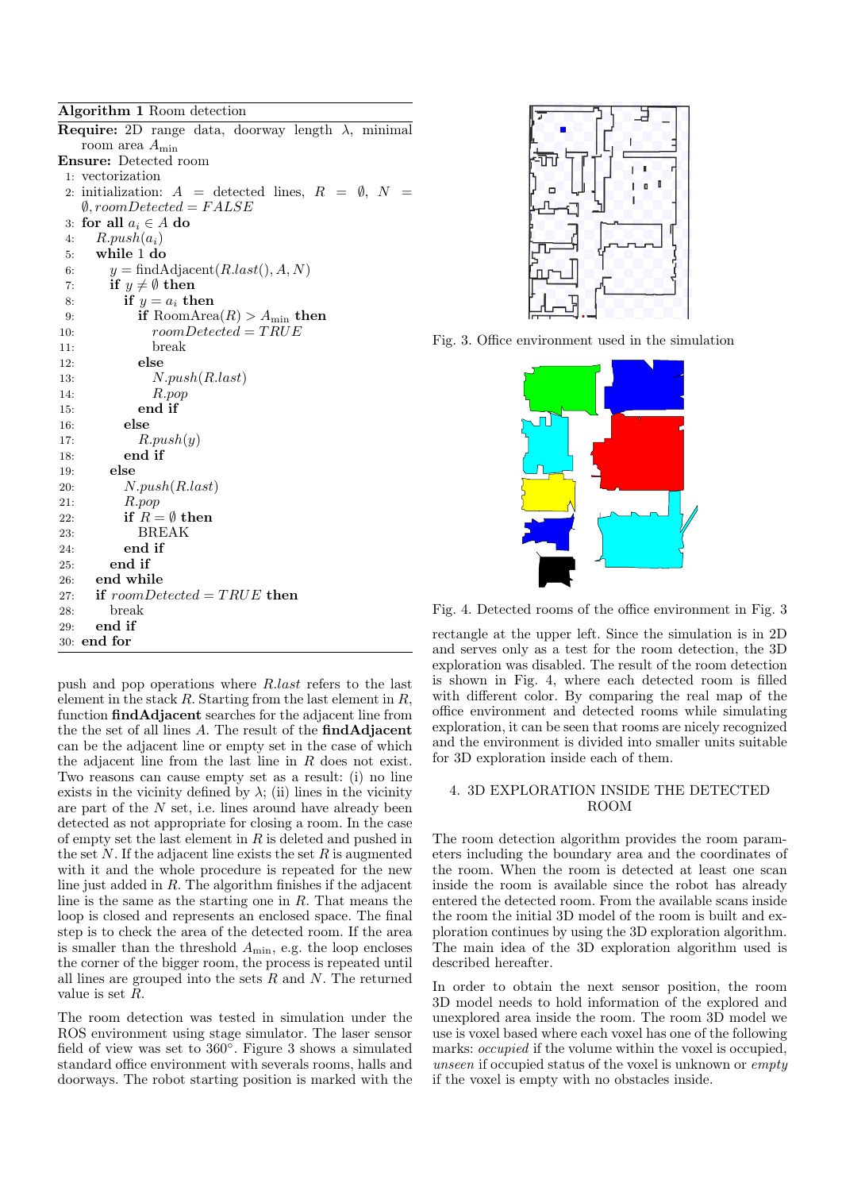**Algorithm 1** Room detection

**Require:** 2D range data, doorway length $\lambda$, minimal room area $A_{\min}$

**Ensure:** Detected room

```
1:  vectorization
2:  initialization: A = detected lines, R = ∅, N = ∅, roomDetected = FALSE
3:  for all a_i ∈ A do
4:    R.push(a_i)
5:    while 1 do
6:      y = findAdjacent(R.last(), A, N)
7:      if y ≠ ∅ then
8:        if y = a_i then
9:          if RoomArea(R) > A_min then
10:           roomDetected = TRUE
11:           break
12:         else
13:           N.push(R.last)
14:           R.pop
15:         end if
16:       else
17:         R.push(y)
18:       end if
19:     else
20:       N.push(R.last)
21:       R.pop
22:       if R = ∅ then
23:         BREAK
24:       end if
25:     end if
26:   end while
27:   if roomDetected = TRUE then
28:     break
29:   end if
30: end for
```

push and pop operations where $R.last$ refers to the last element in the stack $R$. Starting from the last element in $R$, function **findAdjacent** searches for the adjacent line from the the set of all lines $A$. The result of the **findAdjacent** can be the adjacent line or empty set in the case of which the adjacent line from the last line in $R$ does not exist. Two reasons can cause empty set as a result: (i) no line exists in the vicinity defined by $\lambda$; (ii) lines in the vicinity are part of the $N$ set, i.e. lines around have already been detected as not appropriate for closing a room. In the case of empty set the last element in $R$ is deleted and pushed in the set $N$. If the adjacent line exists the set $R$ is augmented with it and the whole procedure is repeated for the new line just added in $R$. The algorithm finishes if the adjacent line is the same as the starting one in $R$. That means the loop is closed and represents an enclosed space. The final step is to check the area of the detected room. If the area is smaller than the threshold $A_{\min}$, e.g. the loop encloses the corner of the bigger room, the process is repeated until all lines are grouped into the sets $R$ and $N$. The returned value is set $R$.

The room detection was tested in simulation under the ROS environment using stage simulator. The laser sensor field of view was set to 360°. Figure 3 shows a simulated standard office environment with severals rooms, halls and doorways. The robot starting position is marked with the rectangle at the upper left. Since the simulation is in 2D and serves only as a test for the room detection, the 3D exploration was disabled. The result of the room detection is shown in Fig. 4, where each detected room is filled with different color. By comparing the real map of the office environment and detected rooms while simulating exploration, it can be seen that rooms are nicely recognized and the environment is divided into smaller units suitable for 3D exploration inside each of them.

Fig. 3. Office environment used in the simulation

Fig. 4. Detected rooms of the office environment in Fig. 3

## 4. 3D EXPLORATION INSIDE THE DETECTED ROOM

The room detection algorithm provides the room parameters including the boundary area and the coordinates of the room. When the room is detected at least one scan inside the room is available since the robot has already entered the detected room. From the available scans inside the room the initial 3D model of the room is built and exploration continues by using the 3D exploration algorithm. The main idea of the 3D exploration algorithm used is described hereafter.

In order to obtain the next sensor position, the room 3D model needs to hold information of the explored and unexplored area inside the room. The room 3D model we use is voxel based where each voxel has one of the following marks: *occupied* if the volume within the voxel is occupied, *unseen* if occupied status of the voxel is unknown or *empty* if the voxel is empty with no obstacles inside.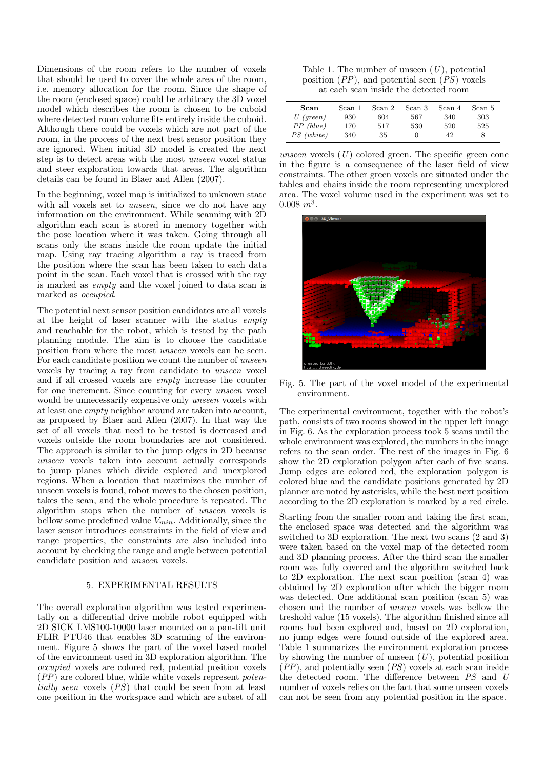Dimensions of the room refers to the number of voxels that should be used to cover the whole area of the room, i.e. memory allocation for the room. Since the shape of the room (enclosed space) could be arbitrary the 3D voxel model which describes the room is chosen to be cuboid where detected room volume fits entirely inside the cuboid. Although there could be voxels which are not part of the room, in the process of the next best sensor position they are ignored. When initial 3D model is created the next step is to detect areas with the most *unseen* voxel status and steer exploration towards that areas. The algorithm details can be found in Blaer and Allen (2007).

In the beginning, voxel map is initialized to unknown state with all voxels set to *unseen*, since we do not have any information on the environment. While scanning with 2D algorithm each scan is stored in memory together with the pose location where it was taken. Going through all scans only the scans inside the room update the initial map. Using ray tracing algorithm a ray is traced from the position where the scan has been taken to each data point in the scan. Each voxel that is crossed with the ray is marked as *empty* and the voxel joined to data scan is marked as *occupied*.

The potential next sensor position candidates are all voxels at the height of laser scanner with the status *empty* and reachable for the robot, which is tested by the path planning module. The aim is to choose the candidate position from where the most *unseen* voxels can be seen. For each candidate position we count the number of *unseen* voxels by tracing a ray from candidate to *unseen* voxel and if all crossed voxels are *empty* increase the counter for one increment. Since counting for every *unseen* voxel would be unnecessarily expensive only *unseen* voxels with at least one *empty* neighbor around are taken into account, as proposed by Blaer and Allen (2007). In that way the set of all voxels that need to be tested is decreased and voxels outside the room boundaries are not considered. The approach is similar to the jump edges in 2D because *unseen* voxels taken into account actually corresponds to jump planes which divide explored and unexplored regions. When a location that maximizes the number of unseen voxels is found, robot moves to the chosen position, takes the scan, and the whole procedure is repeated. The algorithm stops when the number of *unseen* voxels is bellow some predefined value $V_{min}$. Additionally, since the laser sensor introduces constraints in the field of view and range properties, the constraints are also included into account by checking the range and angle between potential candidate position and *unseen* voxels.

## 5. EXPERIMENTAL RESULTS

The overall exploration algorithm was tested experimentally on a differential drive mobile robot equipped with 2D SICK LMS100-10000 laser mounted on a pan-tilt unit FLIR PTU46 that enables 3D scanning of the environment. Figure 5 shows the part of the voxel based model of the environment used in 3D exploration algorithm. The *occupied* voxels are colored red, potential position voxels (*PP*) are colored blue, while white voxels represent *potentially seen* voxels (*PS*) that could be seen from at least one position in the workspace and which are subset of all *unseen* voxels (*U*) colored green. The specific green cone in the figure is a consequence of the laser field of view constraints. The other green voxels are situated under the tables and chairs inside the room representing unexplored area. The voxel volume used in the experiment was set to 0.008 $m^3$.

Table 1. The number of unseen (*U*), potential position (*PP*), and potential seen (*PS*) voxels at each scan inside the detected room

| Scan | Scan 1 | Scan 2 | Scan 3 | Scan 4 | Scan 5 |
|---|---|---|---|---|---|
| *U (green)* | 930 | 604 | 567 | 340 | 303 |
| *PP (blue)* | 170 | 517 | 530 | 520 | 525 |
| *PS (white)* | 340 | 35 | 0 | 42 | 8 |

Fig. 5. The part of the voxel model of the experimental environment.

The experimental environment, together with the robot's path, consists of two rooms showed in the upper left image in Fig. 6. As the exploration process took 5 scans until the whole environment was explored, the numbers in the image refers to the scan order. The rest of the images in Fig. 6 show the 2D exploration polygon after each of five scans. Jump edges are colored red, the exploration polygon is colored blue and the candidate positions generated by 2D planner are noted by asterisks, while the best next position according to the 2D exploration is marked by a red circle.

Starting from the smaller room and taking the first scan, the enclosed space was detected and the algorithm was switched to 3D exploration. The next two scans (2 and 3) were taken based on the voxel map of the detected room and 3D planning process. After the third scan the smaller room was fully covered and the algorithm switched back to 2D exploration. The next scan position (scan 4) was obtained by 2D exploration after which the bigger room was detected. One additional scan position (scan 5) was chosen and the number of *unseen* voxels was bellow the treshold value (15 voxels). The algorithm finished since all rooms had been explored and, based on 2D exploration, no jump edges were found outside of the explored area. Table 1 summarizes the environment exploration process by showing the number of unseen (*U*), potential position (*PP*), and potentially seen (*PS*) voxels at each scan inside the detected room. The difference between *PS* and *U* number of voxels relies on the fact that some unseen voxels can not be seen from any potential position in the space.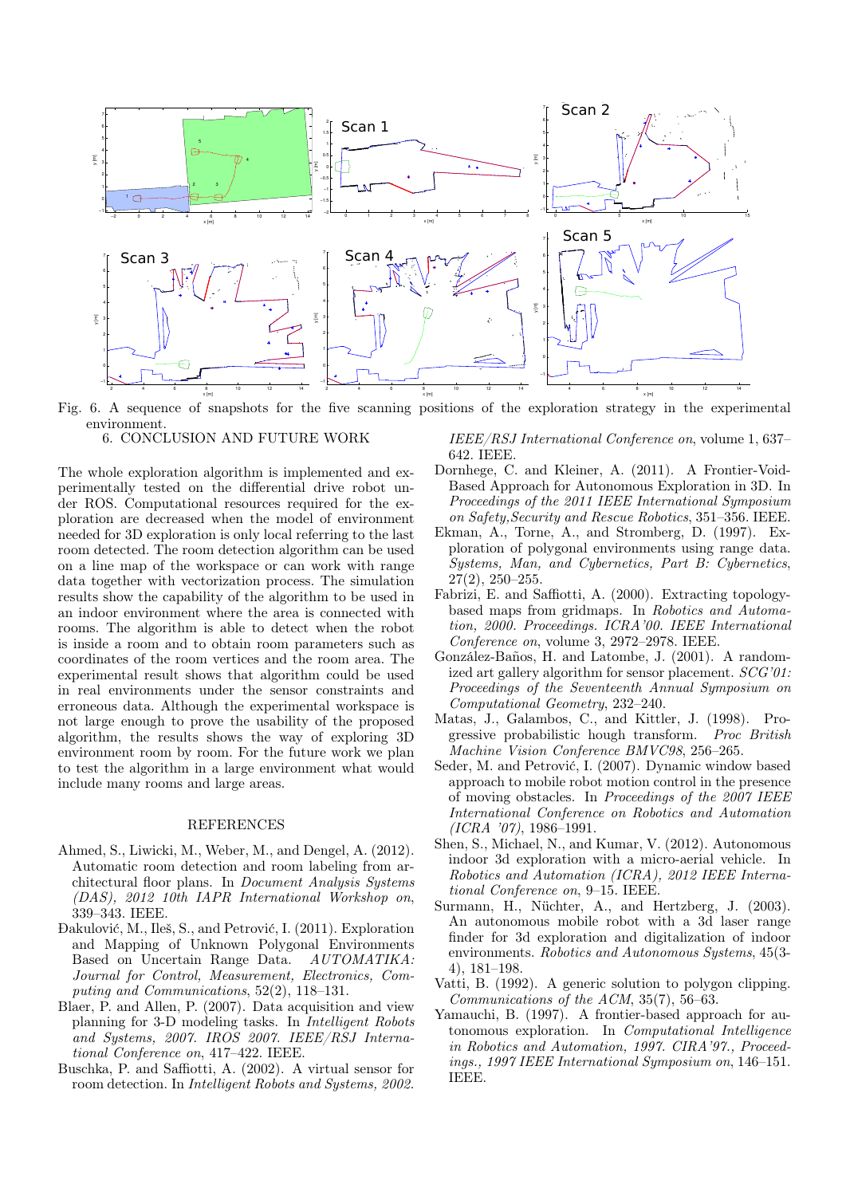Scan 1

Scan 2

Scan 3

Scan 4

Scan 5

Fig. 6. A sequence of snapshots for the five scanning positions of the exploration strategy in the experimental environment.

## 6. CONCLUSION AND FUTURE WORK

The whole exploration algorithm is implemented and experimentally tested on the differential drive robot under ROS. Computational resources required for the exploration are decreased when the model of environment needed for 3D exploration is only local referring to the last room detected. The room detection algorithm can be used on a line map of the workspace or can work with range data together with vectorization process. The simulation results show the capability of the algorithm to be used in an indoor environment where the area is connected with rooms. The algorithm is able to detect when the robot is inside a room and to obtain room parameters such as coordinates of the room vertices and the room area. The experimental result shows that algorithm could be used in real environments under the sensor constraints and erroneous data. Although the experimental workspace is not large enough to prove the usability of the proposed algorithm, the results shows the way of exploring 3D environment room by room. For the future work we plan to test the algorithm in a large environment what would include many rooms and large areas.

## REFERENCES

Ahmed, S., Liwicki, M., Weber, M., and Dengel, A. (2012). Automatic room detection and room labeling from architectural floor plans. In *Document Analysis Systems (DAS), 2012 10th IAPR International Workshop on*, 339–343. IEEE.

Đakulović, M., Ileš, S., and Petrović, I. (2011). Exploration and Mapping of Unknown Polygonal Environments Based on Uncertain Range Data. *AUTOMATIKA: Journal for Control, Measurement, Electronics, Computing and Communications*, 52(2), 118–131.

Blaer, P. and Allen, P. (2007). Data acquisition and view planning for 3-D modeling tasks. In *Intelligent Robots and Systems, 2007. IROS 2007. IEEE/RSJ International Conference on*, 417–422. IEEE.

Buschka, P. and Saffiotti, A. (2002). A virtual sensor for room detection. In *Intelligent Robots and Systems, 2002. IEEE/RSJ International Conference on*, volume 1, 637–642. IEEE.

Dornhege, C. and Kleiner, A. (2011). A Frontier-Void-Based Approach for Autonomous Exploration in 3D. In *Proceedings of the 2011 IEEE International Symposium on Safety,Security and Rescue Robotics*, 351–356. IEEE.

Ekman, A., Torne, A., and Stromberg, D. (1997). Exploration of polygonal environments using range data. *Systems, Man, and Cybernetics, Part B: Cybernetics*, 27(2), 250–255.

Fabrizi, E. and Saffiotti, A. (2000). Extracting topology-based maps from gridmaps. In *Robotics and Automation, 2000. Proceedings. ICRA'00. IEEE International Conference on*, volume 3, 2972–2978. IEEE.

González-Baños, H. and Latombe, J. (2001). A randomized art gallery algorithm for sensor placement. *SCG'01: Proceedings of the Seventeenth Annual Symposium on Computational Geometry*, 232–240.

Matas, J., Galambos, C., and Kittler, J. (1998). Progressive probabilistic hough transform. *Proc British Machine Vision Conference BMVC98*, 256–265.

Seder, M. and Petrović, I. (2007). Dynamic window based approach to mobile robot motion control in the presence of moving obstacles. In *Proceedings of the 2007 IEEE International Conference on Robotics and Automation (ICRA '07)*, 1986–1991.

Shen, S., Michael, N., and Kumar, V. (2012). Autonomous indoor 3d exploration with a micro-aerial vehicle. In *Robotics and Automation (ICRA), 2012 IEEE International Conference on*, 9–15. IEEE.

Surmann, H., Nüchter, A., and Hertzberg, J. (2003). An autonomous mobile robot with a 3d laser range finder for 3d exploration and digitalization of indoor environments. *Robotics and Autonomous Systems*, 45(3-4), 181–198.

Vatti, B. (1992). A generic solution to polygon clipping. *Communications of the ACM*, 35(7), 56–63.

Yamauchi, B. (1997). A frontier-based approach for autonomous exploration. In *Computational Intelligence in Robotics and Automation, 1997. CIRA'97., Proceedings., 1997 IEEE International Symposium on*, 146–151. IEEE.